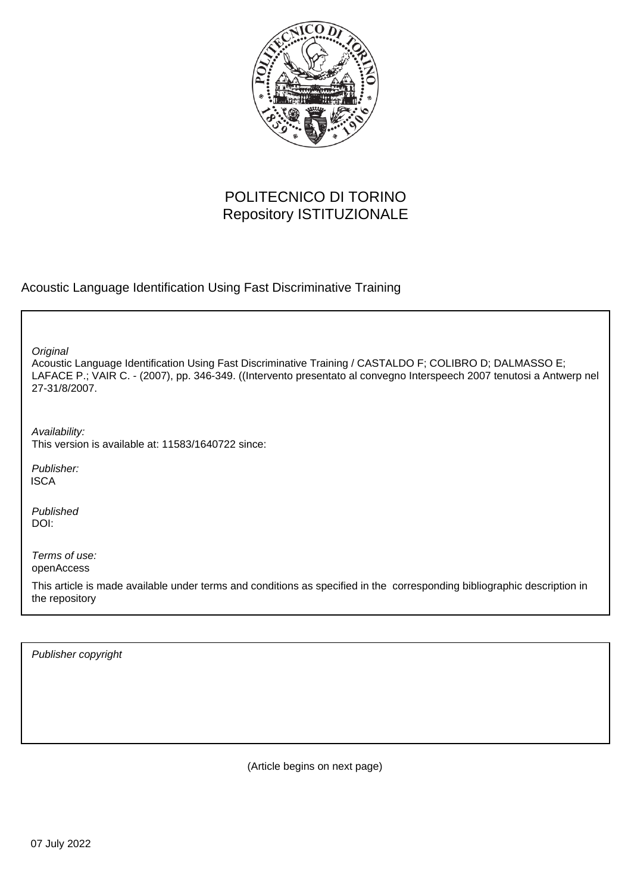POLITECNICO DI TORINO
Repository ISTITUZIONALE

Acoustic Language Identification Using Fast Discriminative Training

*Original*
Acoustic Language Identification Using Fast Discriminative Training / CASTALDO F; COLIBRO D; DALMASSO E; LAFACE P.; VAIR C. - (2007), pp. 346-349. ((Intervento presentato al convegno Interspeech 2007 tenutosi a Antwerp nel 27-31/8/2007.

*Availability:*
This version is available at: 11583/1640722 since:

*Publisher:*
ISCA

*Published*
DOI:

*Terms of use:*
openAccess

This article is made available under terms and conditions as specified in the corresponding bibliographic description in the repository

*Publisher copyright*

(Article begins on next page)

07 July 2022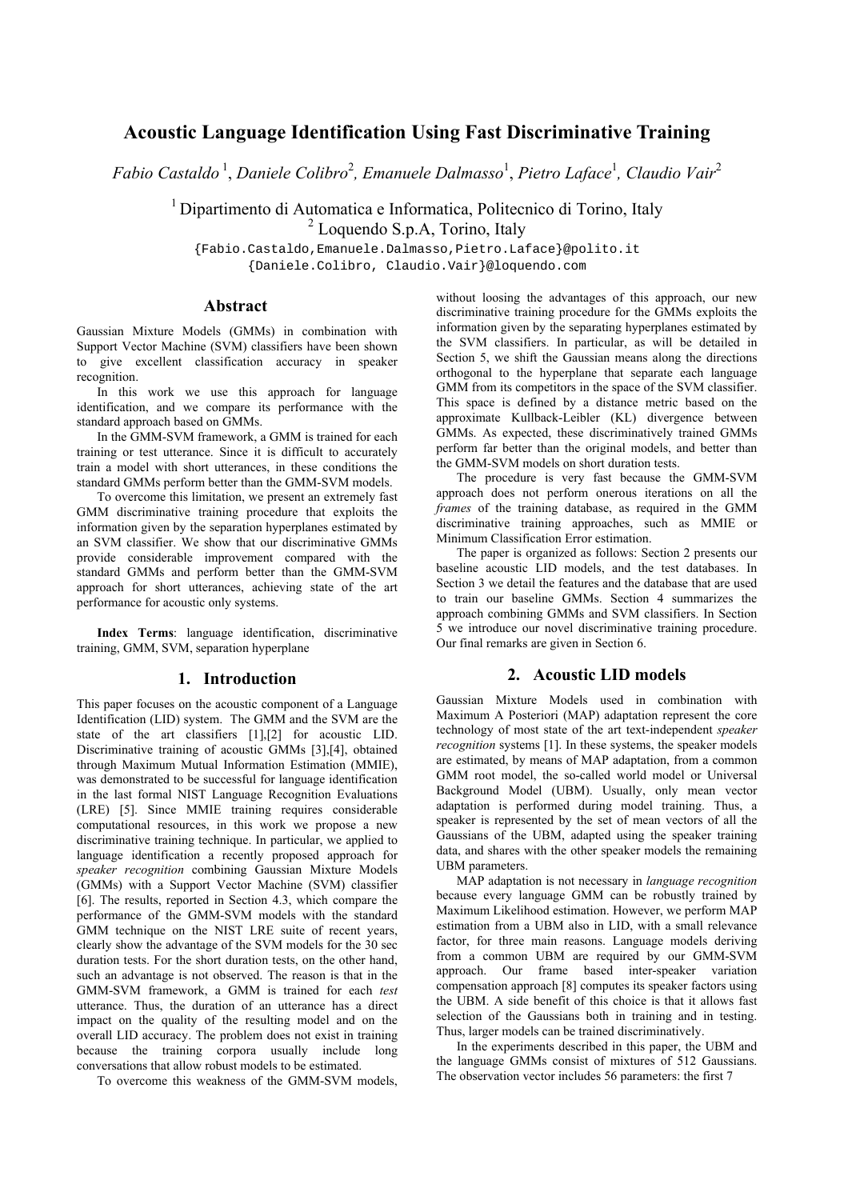# Acoustic Language Identification Using Fast Discriminative Training

*Fabio Castaldo* [1], *Daniele Colibro* [2], *Emanuele Dalmasso* [1], *Pietro Laface* [1], *Claudio Vair* [2]

[1] Dipartimento di Automatica e Informatica, Politecnico di Torino, Italy
[2] Loquendo S.p.A, Torino, Italy

{Fabio.Castaldo,Emanuele.Dalmasso,Pietro.Laface}@polito.it
{Daniele.Colibro, Claudio.Vair}@loquendo.com

## Abstract

Gaussian Mixture Models (GMMs) in combination with Support Vector Machine (SVM) classifiers have been shown to give excellent classification accuracy in speaker recognition.

In this work we use this approach for language identification, and we compare its performance with the standard approach based on GMMs.

In the GMM-SVM framework, a GMM is trained for each training or test utterance. Since it is difficult to accurately train a model with short utterances, in these conditions the standard GMMs perform better than the GMM-SVM models.

To overcome this limitation, we present an extremely fast GMM discriminative training procedure that exploits the information given by the separation hyperplanes estimated by an SVM classifier. We show that our discriminative GMMs provide considerable improvement compared with the standard GMMs and perform better than the GMM-SVM approach for short utterances, achieving state of the art performance for acoustic only systems.

**Index Terms**: language identification, discriminative training, GMM, SVM, separation hyperplane

## 1. Introduction

This paper focuses on the acoustic component of a Language Identification (LID) system. The GMM and the SVM are the state of the art classifiers [1],[2] for acoustic LID. Discriminative training of acoustic GMMs [3],[4], obtained through Maximum Mutual Information Estimation (MMIE), was demonstrated to be successful for language identification in the last formal NIST Language Recognition Evaluations (LRE) [5]. Since MMIE training requires considerable computational resources, in this work we propose a new discriminative training technique. In particular, we applied to language identification a recently proposed approach for *speaker recognition* combining Gaussian Mixture Models (GMMs) with a Support Vector Machine (SVM) classifier [6]. The results, reported in Section 4.3, which compare the performance of the GMM-SVM models with the standard GMM technique on the NIST LRE suite of recent years, clearly show the advantage of the SVM models for the 30 sec duration tests. For the short duration tests, on the other hand, such an advantage is not observed. The reason is that in the GMM-SVM framework, a GMM is trained for each *test* utterance. Thus, the duration of an utterance has a direct impact on the quality of the resulting model and on the overall LID accuracy. The problem does not exist in training because the training corpora usually include long conversations that allow robust models to be estimated.

To overcome this weakness of the GMM-SVM models, without loosing the advantages of this approach, our new discriminative training procedure for the GMMs exploits the information given by the separating hyperplanes estimated by the SVM classifiers. In particular, as will be detailed in Section 5, we shift the Gaussian means along the directions orthogonal to the hyperplane that separate each language GMM from its competitors in the space of the SVM classifier. This space is defined by a distance metric based on the approximate Kullback-Leibler (KL) divergence between GMMs. As expected, these discriminatively trained GMMs perform far better than the original models, and better than the GMM-SVM models on short duration tests.

The procedure is very fast because the GMM-SVM approach does not perform onerous iterations on all the *frames* of the training database, as required in the GMM discriminative training approaches, such as MMIE or Minimum Classification Error estimation.

The paper is organized as follows: Section 2 presents our baseline acoustic LID models, and the test databases. In Section 3 we detail the features and the database that are used to train our baseline GMMs. Section 4 summarizes the approach combining GMMs and SVM classifiers. In Section 5 we introduce our novel discriminative training procedure. Our final remarks are given in Section 6.

## 2. Acoustic LID models

Gaussian Mixture Models used in combination with Maximum A Posteriori (MAP) adaptation represent the core technology of most state of the art text-independent *speaker recognition* systems [1]. In these systems, the speaker models are estimated, by means of MAP adaptation, from a common GMM root model, the so-called world model or Universal Background Model (UBM). Usually, only mean vector adaptation is performed during model training. Thus, a speaker is represented by the set of mean vectors of all the Gaussians of the UBM, adapted using the speaker training data, and shares with the other speaker models the remaining UBM parameters.

MAP adaptation is not necessary in *language recognition* because every language GMM can be robustly trained by Maximum Likelihood estimation. However, we perform MAP estimation from a UBM also in LID, with a small relevance factor, for three main reasons. Language models deriving from a common UBM are required by our GMM-SVM approach. Our frame based inter-speaker variation compensation approach [8] computes its speaker factors using the UBM. A side benefit of this choice is that it allows fast selection of the Gaussians both in training and in testing. Thus, larger models can be trained discriminatively.

In the experiments described in this paper, the UBM and the language GMMs consist of mixtures of 512 Gaussians. The observation vector includes 56 parameters: the first 7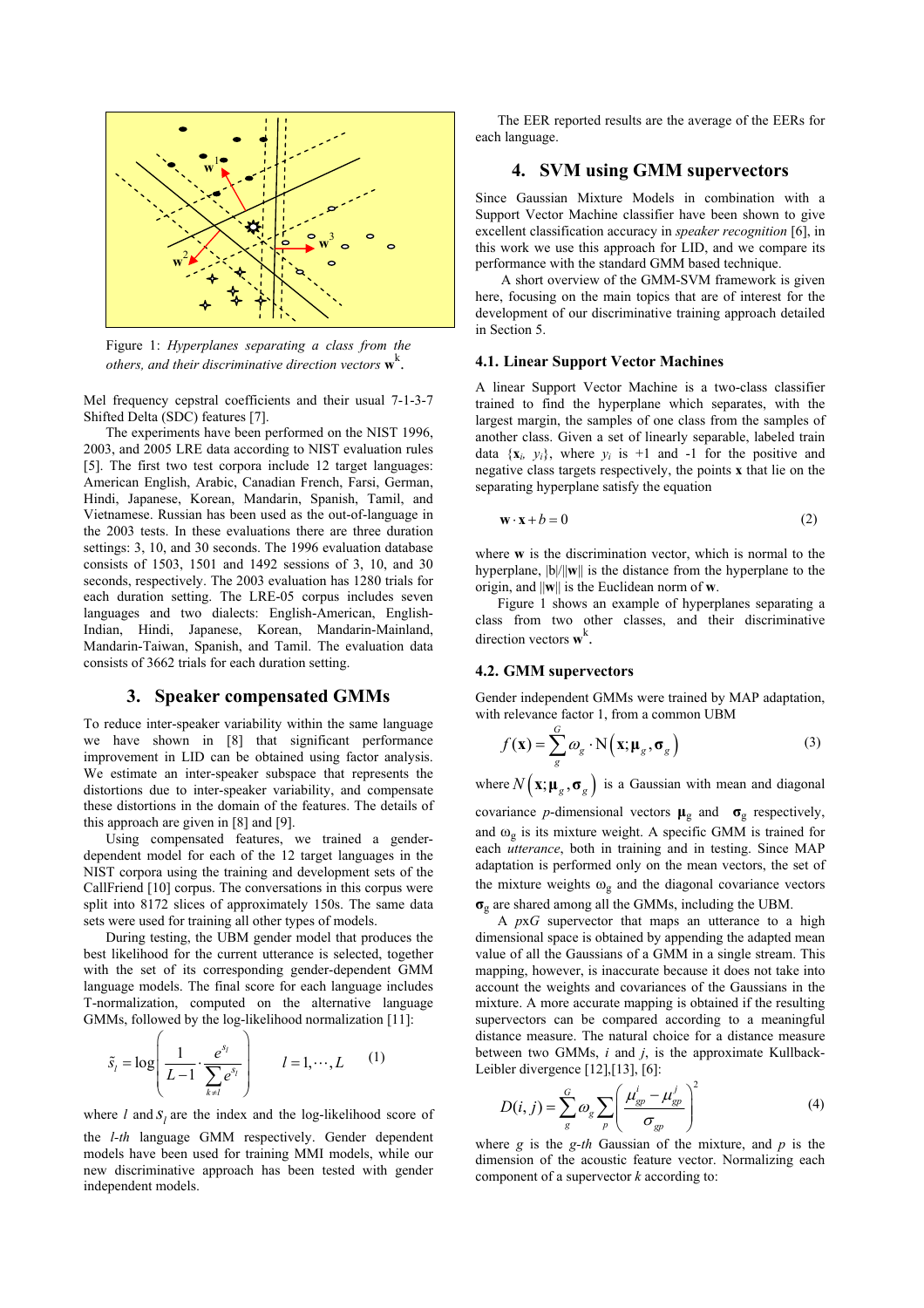Figure 1: *Hyperplanes separating a class from the others, and their discriminative direction vectors* $\mathbf{w}^k$.

Mel frequency cepstral coefficients and their usual 7-1-3-7 Shifted Delta (SDC) features [7].

The experiments have been performed on the NIST 1996, 2003, and 2005 LRE data according to NIST evaluation rules [5]. The first two test corpora include 12 target languages: American English, Arabic, Canadian French, Farsi, German, Hindi, Japanese, Korean, Mandarin, Spanish, Tamil, and Vietnamese. Russian has been used as the out-of-language in the 2003 tests. In these evaluations there are three duration settings: 3, 10, and 30 seconds. The 1996 evaluation database consists of 1503, 1501 and 1492 sessions of 3, 10, and 30 seconds, respectively. The 2003 evaluation has 1280 trials for each duration setting. The LRE-05 corpus includes seven languages and two dialects: English-American, English-Indian, Hindi, Japanese, Korean, Mandarin-Mainland, Mandarin-Taiwan, Spanish, and Tamil. The evaluation data consists of 3662 trials for each duration setting.

## 3. Speaker compensated GMMs

To reduce inter-speaker variability within the same language we have shown in [8] that significant performance improvement in LID can be obtained using factor analysis. We estimate an inter-speaker subspace that represents the distortions due to inter-speaker variability, and compensate these distortions in the domain of the features. The details of this approach are given in [8] and [9].

Using compensated features, we trained a gender-dependent model for each of the 12 target languages in the NIST corpora using the training and development sets of the CallFriend [10] corpus. The conversations in this corpus were split into 8172 slices of approximately 150s. The same data sets were used for training all other types of models.

During testing, the UBM gender model that produces the best likelihood for the current utterance is selected, together with the set of its corresponding gender-dependent GMM language models. The final score for each language includes T-normalization, computed on the alternative language GMMs, followed by the log-likelihood normalization [11]:

$$\tilde{s}_l = \log\left( \frac{1}{L-1} \cdot \frac{e^{s_l}}{\sum_{k \neq l} e^{s_l}} \right) \qquad l = 1, \cdots, L \qquad (1)$$

where $l$ and $s_l$ are the index and the log-likelihood score of the *l-th* language GMM respectively. Gender dependent models have been used for training MMI models, while our new discriminative approach has been tested with gender independent models.

The EER reported results are the average of the EERs for each language.

## 4. SVM using GMM supervectors

Since Gaussian Mixture Models in combination with a Support Vector Machine classifier have been shown to give excellent classification accuracy in *speaker recognition* [6], in this work we use this approach for LID, and we compare its performance with the standard GMM based technique.

A short overview of the GMM-SVM framework is given here, focusing on the main topics that are of interest for the development of our discriminative training approach detailed in Section 5.

### 4.1. Linear Support Vector Machines

A linear Support Vector Machine is a two-class classifier trained to find the hyperplane which separates, with the largest margin, the samples of one class from the samples of another class. Given a set of linearly separable, labeled train data $\{\mathbf{x}_i, y_i\}$, where $y_i$ is +1 and -1 for the positive and negative class targets respectively, the points $\mathbf{x}$ that lie on the separating hyperplane satisfy the equation

$$\mathbf{w} \cdot \mathbf{x} + b = 0 \qquad (2)$$

where $\mathbf{w}$ is the discrimination vector, which is normal to the hyperplane, $|b|/\|\mathbf{w}\|$ is the distance from the hyperplane to the origin, and $\|\mathbf{w}\|$ is the Euclidean norm of $\mathbf{w}$.

Figure 1 shows an example of hyperplanes separating a class from two other classes, and their discriminative direction vectors $\mathbf{w}^k$.

### 4.2. GMM supervectors

Gender independent GMMs were trained by MAP adaptation, with relevance factor 1, from a common UBM

$$f(\mathbf{x}) = \sum_{g}^{G} \omega_g \cdot \mathrm{N}\left(\mathbf{x}; \boldsymbol{\mu}_g, \boldsymbol{\sigma}_g\right) \qquad (3)$$

where $N\left(\mathbf{x}; \boldsymbol{\mu}_g, \boldsymbol{\sigma}_g\right)$ is a Gaussian with mean and diagonal covariance *p*-dimensional vectors $\boldsymbol{\mu}_g$ and $\boldsymbol{\sigma}_g$ respectively, and $\omega_g$ is its mixture weight. A specific GMM is trained for each *utterance*, both in training and in testing. Since MAP adaptation is performed only on the mean vectors, the set of the mixture weights $\omega_g$ and the diagonal covariance vectors $\boldsymbol{\sigma}_g$ are shared among all the GMMs, including the UBM.

A *pxG* supervector that maps an utterance to a high dimensional space is obtained by appending the adapted mean value of all the Gaussians of a GMM in a single stream. This mapping, however, is inaccurate because it does not take into account the weights and covariances of the Gaussians in the mixture. A more accurate mapping is obtained if the resulting supervectors can be compared according to a meaningful distance measure. The natural choice for a distance measure between two GMMs, *i* and *j*, is the approximate Kullback-Leibler divergence [12],[13], [6]:

$$D(i,j) = \sum_{g}^{G} \omega_g \sum_{p} \left( \frac{\mu_{gp}^{i} - \mu_{gp}^{j}}{\sigma_{gp}} \right)^2 \qquad (4)$$

where *g* is the *g-th* Gaussian of the mixture, and *p* is the dimension of the acoustic feature vector. Normalizing each component of a supervector *k* according to: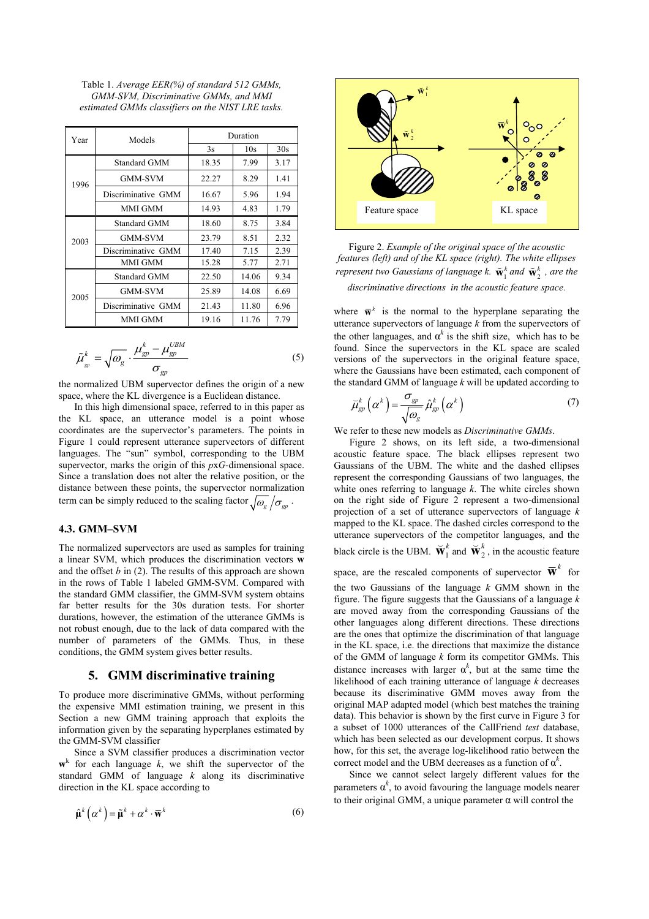Table 1. *Average EER(%) of standard 512 GMMs, GMM-SVM, Discriminative GMMs, and MMI estimated GMMs classifiers on the NIST LRE tasks.*

| Year | Models | Duration | | |
|---|---|---|---|---|
| | | 3s | 10s | 30s |
| 1996 | Standard GMM | 18.35 | 7.99 | 3.17 |
| | GMM-SVM | 22.27 | 8.29 | 1.41 |
| | Discriminative GMM | 16.67 | 5.96 | 1.94 |
| | MMI GMM | 14.93 | 4.83 | 1.79 |
| 2003 | Standard GMM | 18.60 | 8.75 | 3.84 |
| | GMM-SVM | 23.79 | 8.51 | 2.32 |
| | Discriminative GMM | 17.40 | 7.15 | 2.39 |
| | MMI GMM | 15.28 | 5.77 | 2.71 |
| 2005 | Standard GMM | 22.50 | 14.06 | 9.34 |
| | GMM-SVM | 25.89 | 14.08 | 6.69 |
| | Discriminative GMM | 21.43 | 11.80 | 6.96 |
| | MMI GMM | 19.16 | 11.76 | 7.79 |

$$\tilde{\mu}^k_{gp} = \sqrt{\omega_g} \cdot \frac{\mu^k_{gp} - \mu^{UBM}_{gp}}{\sigma_{gp}} \tag{5}$$

the normalized UBM supervector defines the origin of a new space, where the KL divergence is a Euclidean distance.

In this high dimensional space, referred to in this paper as the KL space, an utterance model is a point whose coordinates are the supervector's parameters. The points in Figure 1 could represent utterance supervectors of different languages. The "sun" symbol, corresponding to the UBM supervector, marks the origin of this $pxG$-dimensional space. Since a translation does not alter the relative position, or the distance between these points, the supervector normalization term can be simply reduced to the scaling factor $\sqrt{\omega_g}/\sigma_{gp}$.

### 4.3. GMM–SVM

The normalized supervectors are used as samples for training a linear SVM, which produces the discrimination vectors **w** and the offset $b$ in (2). The results of this approach are shown in the rows of Table 1 labeled GMM-SVM. Compared with the standard GMM classifier, the GMM-SVM system obtains far better results for the 30s duration tests. For shorter durations, however, the estimation of the utterance GMMs is not robust enough, due to the lack of data compared with the number of parameters of the GMMs. Thus, in these conditions, the GMM system gives better results.

## 5. GMM discriminative training

To produce more discriminative GMMs, without performing the expensive MMI estimation training, we present in this Section a new GMM training approach that exploits the information given by the separating hyperplanes estimated by the GMM-SVM classifier

Since a SVM classifier produces a discrimination vector $\mathbf{w}^k$ for each language $k$, we shift the supervector of the standard GMM of language $k$ along its discriminative direction in the KL space according to

$$\hat{\boldsymbol{\mu}}^k\left(\alpha^k\right) = \tilde{\boldsymbol{\mu}}^k + \alpha^k \cdot \overline{\mathbf{w}}^k \tag{6}$$

Figure 2. *Example of the original space of the acoustic features (left) and of the KL space (right). The white ellipses represent two Gaussians of language k. $\breve{\mathbf{w}}^k_1$ and $\breve{\mathbf{w}}^k_2$ , are the discriminative directions in the acoustic feature space.*

where $\overline{\mathbf{w}}^k$ is the normal to the hyperplane separating the utterance supervectors of language $k$ from the supervectors of the other languages, and $\alpha^k$ is the shift size, which has to be found. Since the supervectors in the KL space are scaled versions of the supervectors in the original feature space, where the Gaussians have been estimated, each component of the standard GMM of language $k$ will be updated according to

$$\breve{\mu}^k_{gp}\left(\alpha^k\right) = \frac{\sigma_{gp}}{\sqrt{\omega_g}} \hat{\mu}^k_{gp}\left(\alpha^k\right) \tag{7}$$

We refer to these new models as *Discriminative GMMs*.

Figure 2 shows, on its left side, a two-dimensional acoustic feature space. The black ellipses represent two Gaussians of the UBM. The white and the dashed ellipses represent the corresponding Gaussians of two languages, the white ones referring to language $k$. The white circles shown on the right side of Figure 2 represent a two-dimensional projection of a set of utterance supervectors of language $k$ mapped to the KL space. The dashed circles correspond to the utterance supervectors of the competitor languages, and the black circle is the UBM. $\breve{\mathbf{w}}^k_1$ and $\breve{\mathbf{w}}^k_2$, in the acoustic feature space, are the rescaled components of supervector $\overline{\mathbf{w}}^k$ for the two Gaussians of the language $k$ GMM shown in the figure. The figure suggests that the Gaussians of a language $k$ are moved away from the corresponding Gaussians of the other languages along different directions. These directions are the ones that optimize the discrimination of that language in the KL space, i.e. the directions that maximize the distance of the GMM of language $k$ form its competitor GMMs. This distance increases with larger $\alpha^k$, but at the same time the likelihood of each training utterance of language $k$ decreases because its discriminative GMM moves away from the original MAP adapted model (which best matches the training data). This behavior is shown by the first curve in Figure 3 for a subset of 1000 utterances of the CallFriend *test* database, which has been selected as our development corpus. It shows how, for this set, the average log-likelihood ratio between the correct model and the UBM decreases as a function of $\alpha^k$.

Since we cannot select largely different values for the parameters $\alpha^k$, to avoid favouring the language models nearer to their original GMM, a unique parameter α will control the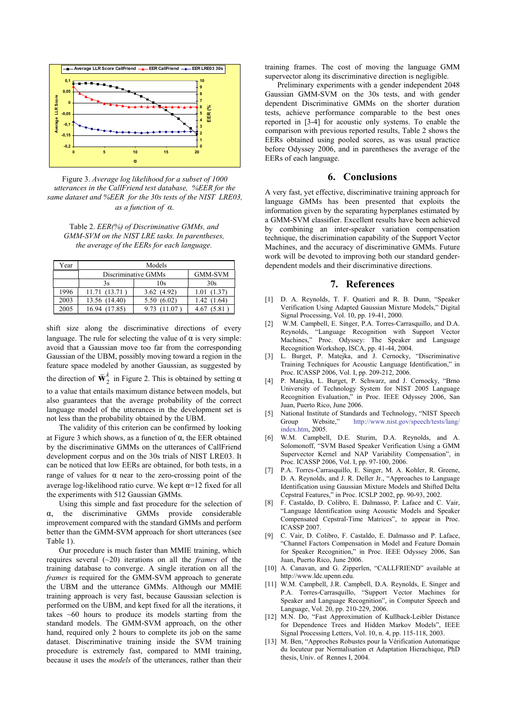Average LLR Score CallFriend
EER CallFriend
EER LRE03 30s

Average LLR Score

0,1
0,05
0
-0,05
-0,1
-0,15
-0,2

0 5 10 15 20

α

10
9
8
7
6
5
4
3
2
1
0

EER (%)

Figure 3. *Average log likelihood for a subset of 1000 utterances in the CallFriend test database, %EER for the same dataset and %EER for the 30s tests of the NIST LRE03, as a function of* $\alpha$.

Table 2. *EER(%) of Discriminative GMMs, and GMM-SVM on the NIST LRE tasks. In parentheses, the average of the EERs for each language.*

| Year | Models | | |
|---|---|---|---|
| | Discriminative GMMs | | GMM-SVM |
| | 3s | 10s | 30s |
| 1996 | 11.71 (13.71 ) | 3.62 (4.92) | 1.01 (1.37) |
| 2003 | 13.56 (14.40) | 5.50 (6.02) | 1.42 (1.64) |
| 2005 | 16.94 (17.85) | 9.73 (11.07 ) | 4.67 (5.81 ) |

shift size along the discriminative directions of every language. The rule for selecting the value of $\alpha$ is very simple: avoid that a Gaussian move too far from the corresponding Gaussian of the UBM, possibly moving toward a region in the feature space modeled by another Gaussian, as suggested by the direction of $\tilde{\mathbf{w}}_2^k$ in Figure 2. This is obtained by setting $\alpha$ to a value that entails maximum distance between models, but also guarantees that the average probability of the correct language model of the utterances in the development set is not less than the probability obtained by the UBM.

The validity of this criterion can be confirmed by looking at Figure 3 which shows, as a function of $\alpha$, the EER obtained by the discriminative GMMs on the utterances of CallFriend development corpus and on the 30s trials of NIST LRE03. It can be noticed that low EERs are obtained, for both tests, in a range of values for $\alpha$ near to the zero-crossing point of the average log-likelihood ratio curve. We kept $\alpha$=12 fixed for all the experiments with 512 Gaussian GMMs.

Using this simple and fast procedure for the selection of $\alpha$, the discriminative GMMs provide considerable improvement compared with the standard GMMs and perform better than the GMM-SVM approach for short utterances (see Table 1).

Our procedure is much faster than MMIE training, which requires several (~20) iterations on all the *frames* of the training database to converge. A single iteration on all the *frames* is required for the GMM-SVM approach to generate the UBM and the utterance GMMs. Although our MMIE training approach is very fast, because Gaussian selection is performed on the UBM, and kept fixed for all the iterations, it takes ~60 hours to produce its models starting from the standard models. The GMM-SVM approach, on the other hand, required only 2 hours to complete its job on the same dataset. Discriminative training inside the SVM training procedure is extremely fast, compared to MMI training, because it uses the *models* of the utterances, rather than their training frames. The cost of moving the language GMM supervector along its discriminative direction is negligible.

Preliminary experiments with a gender independent 2048 Gaussian GMM-SVM on the 30s tests, and with gender dependent Discriminative GMMs on the shorter duration tests, achieve performance comparable to the best ones reported in [3-4] for acoustic only systems. To enable the comparison with previous reported results, Table 2 shows the EERs obtained using pooled scores, as was usual practice before Odyssey 2006, and in parentheses the average of the EERs of each language.

## 6. Conclusions

A very fast, yet effective, discriminative training approach for language GMMs has been presented that exploits the information given by the separating hyperplanes estimated by a GMM-SVM classifier. Excellent results have been achieved by combining an inter-speaker variation compensation technique, the discrimination capability of the Support Vector Machines, and the accuracy of discriminative GMMs. Future work will be devoted to improving both our standard gender-dependent models and their discriminative directions.

## 7. References

[1] D. A. Reynolds, T. F. Quatieri and R. B. Dunn, "Speaker Verification Using Adapted Gaussian Mixture Models," Digital Signal Processing, Vol. 10, pp. 19-41, 2000.

[2] W.M. Campbell, E. Singer, P.A. Torres-Carrasquillo, and D.A. Reynolds, "Language Recognition with Support Vector Machines," Proc. Odyssey: The Speaker and Language Recognition Workshop, ISCA, pp. 41-44, 2004.

[3] L. Burget, P. Matejka, and J. Cernocky, "Discriminative Training Techniques for Acoustic Language Identification," in Proc. ICASSP 2006, Vol. I, pp. 209-212, 2006.

[4] P. Matejka, L. Burget, P. Schwarz, and J. Cernocky, "Brno University of Technology System for NIST 2005 Language Recognition Evaluation," in Proc. IEEE Odyssey 2006, San Juan, Puerto Rico, June 2006.

[5] National Institute of Standards and Technology, "NIST Speech Group Website," http://www.nist.gov/speech/tests/lang/index.htm, 2005.

[6] W.M. Campbell, D.E. Sturim, D.A. Reynolds, and A. Solomonoff, "SVM Based Speaker Verification Using a GMM Supervector Kernel and NAP Variability Compensation", in Proc. ICASSP 2006, Vol. I, pp. 97-100, 2006.

[7] P.A. Torres-Carrasquillo, E. Singer, M. A. Kohler, R. Greene, D. A. Reynolds, and J. R. Deller Jr., "Approaches to Language Identification using Gaussian Mixture Models and Shifted Delta Cepstral Features," in Proc. ICSLP 2002, pp. 90-93, 2002.

[8] F. Castaldo, D. Colibro, E. Dalmasso, P. Laface and C. Vair, "Language Identification using Acoustic Models and Speaker Compensated Cepstral-Time Matrices", to appear in Proc. ICASSP 2007.

[9] C. Vair, D. Colibro, F. Castaldo, E. Dalmasso and P. Laface, "Channel Factors Compensation in Model and Feature Domain for Speaker Recognition," in Proc. IEEE Odyssey 2006, San Juan, Puerto Rico, June 2006.

[10] A. Canavan, and G. Zipperlen, "CALLFRIEND" available at http://www.ldc.upenn.edu.

[11] W.M. Campbell, J.R. Campbell, D.A. Reynolds, E. Singer and P.A. Torres-Carrasquillo, "Support Vector Machines for Speaker and Language Recognition", in Computer Speech and Language, Vol. 20, pp. 210-229, 2006.

[12] M.N. Do, "Fast Approximation of Kullback-Leibler Distance for Dependence Trees and Hidden Markov Models", IEEE Signal Processing Letters, Vol. 10, n. 4, pp. 115-118, 2003.

[13] M. Ben, "Approches Robustes pour la Vérification Automatique du locuteur par Normalisation et Adaptation Hierachique, PhD thesis, Univ. of Rennes I, 2004.